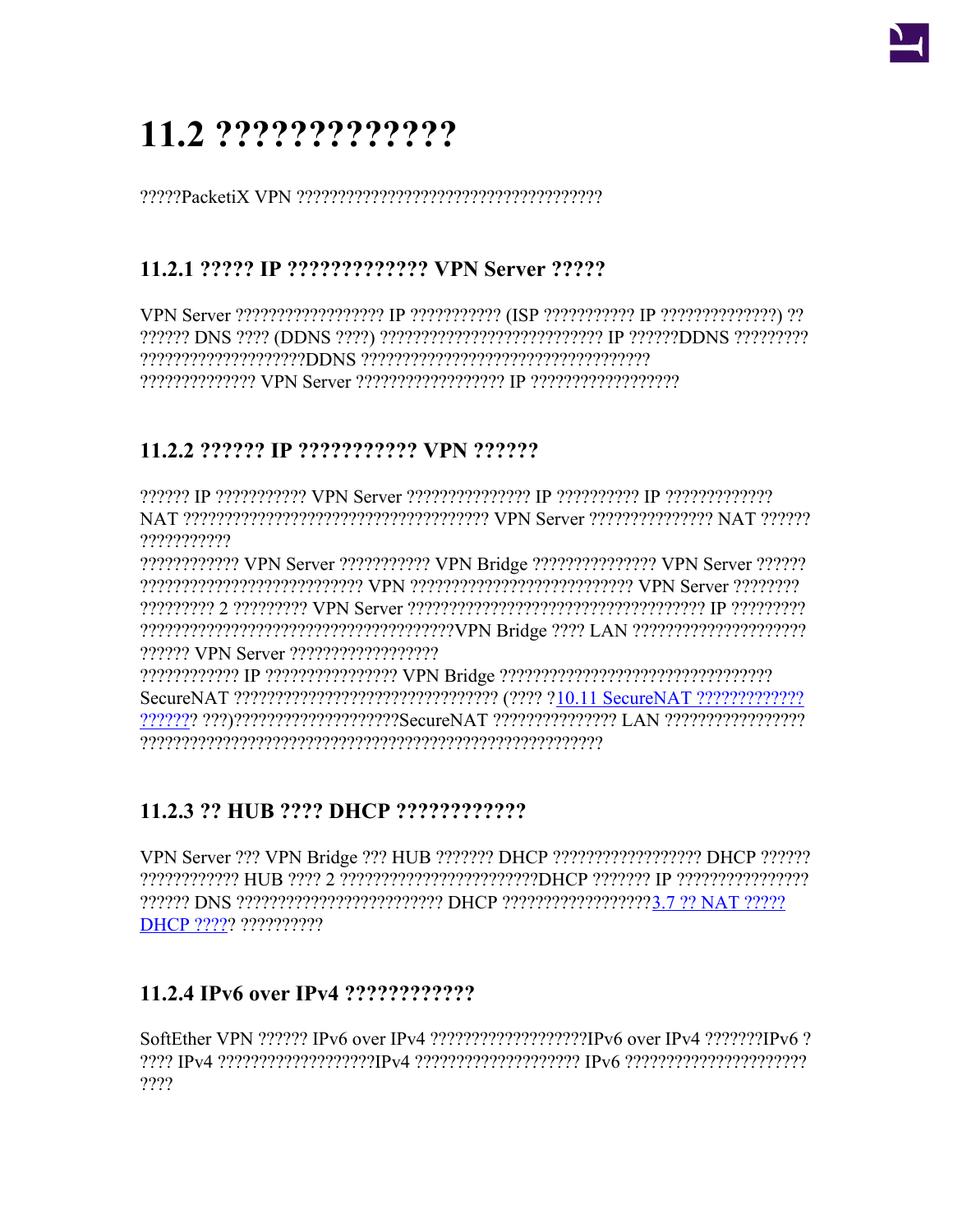# 11.2 ?????????????

?????PacketiX VPN ?????????????????????????????????????

## 11.2.1 ????? IP ????????????? VPN Server ?????

VPN Server ?????????????????? IP ??????????? (ISP ??????????? IP ??????????????) ?? ?????? DNS ???? (DDNS ????) ?????????????????????????? IP ??????DDNS ????????? ????????????????????DDNS ??????????????????????????????????? ?????????????? VPN Server ?????????????????? IP ??????????????????

## 11.2.2 ?????? IP ??????????? VPN ??????

?????? IP ??????????? VPN Server ??????????????? IP ?????????? IP ????????????? NAT ?????????????????????????????????????? VPN Server ??????????????? NAT ?????? ???????????

???????????? VPN Server ??????????? VPN Bridge ??????????????? VPN Server ?????? ??????????????????????????? VPN ??????????????????????????? VPN Server ???????? ????????? 2 ????????? VPN Server ???????????????????????????????????? IP ????????? ??????????????????????????????????????VPN Bridge ???? LAN ????????????????????? ?????? VPN Server ??????????????????

???????????? IP ???????????????? VPN Bridge ?????????????????????????????????? SecureNAT ???????????????????????????????? (???? ?10.11 SecureNAT ??????????????????? ???)????????????????????SecureNAT ??????????????? LAN ????????????????? ?????????????????????????????????????????????????????????

## 11.2.3 ?? HUB ???? DHCP ????????????

VPN Server ??? VPN Bridge ??? HUB ??????? DHCP ?????????????????? DHCP ?????? ???????????? HUB ???? 2 ????????????????????????DHCP ??????? IP ???????????????? ?????? DNS ????????????????????????? DHCP ??????????????????3.7 ?? NAT ????? DHCP ????? ??????????

## 11.2.4 IPv6 over IPv4 ????????????

SoftEther VPN ?????? IPv6 over IPv4 ???????????????????IPv6 over IPv4 ???????IPv6 ? ???? IPv4 ??????????????????IPv4 ???????????????????? IPv6 ?????????????????????? ????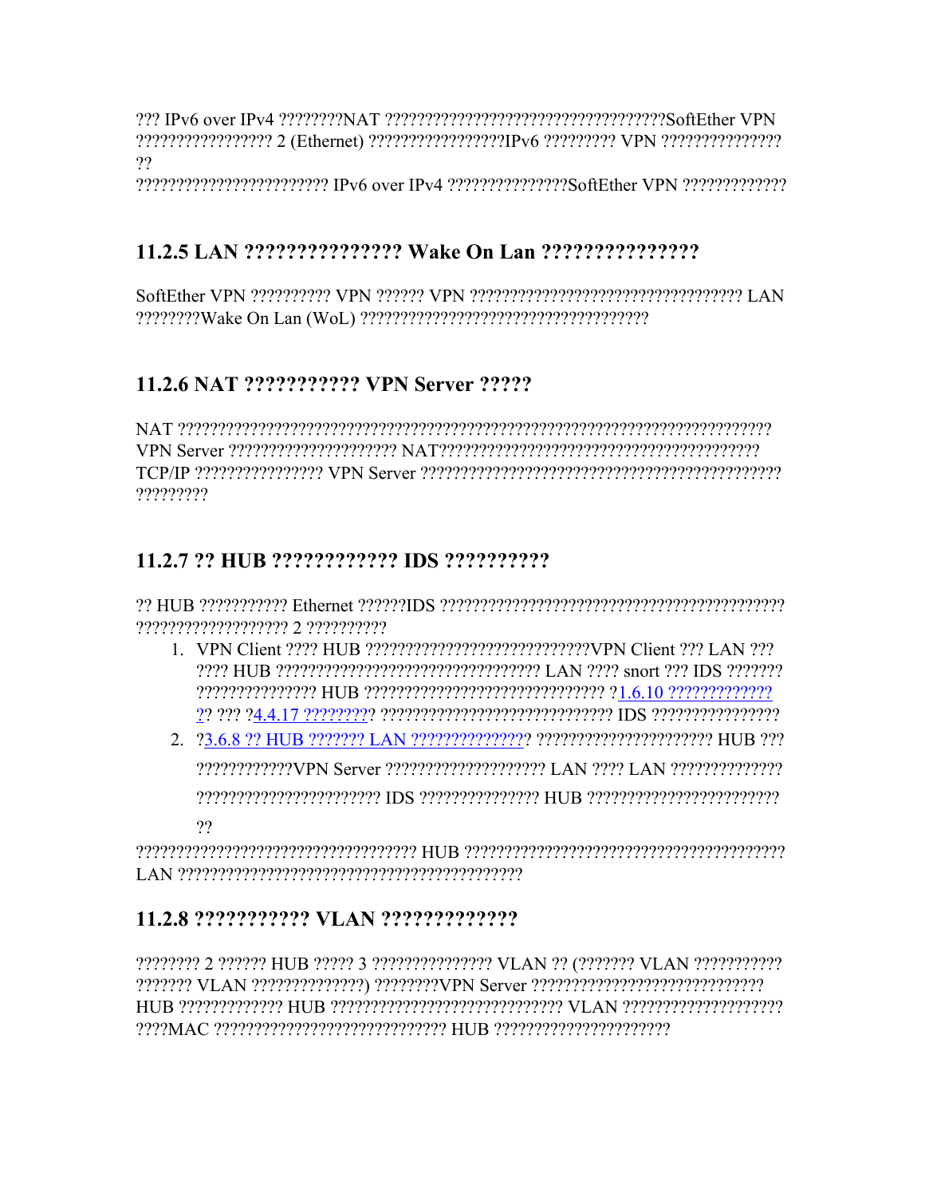??? IPv6 over IPv4 ????????NAT ??????????????????????????????????SoftEther VPN ????????????????? 2 (Ethernet) ?????????????????IPv6 ????????? VPN ??????????????? ??

??????????????????????? IPv6 over IPv4 ???????????????SoftEther VPN ?????????????

### 11.2.5 LAN ??????????????? Wake On Lan ???????????????

SoftEther VPN ?????????? VPN ?????? VPN ????????????????????????????????? LAN ????????Wake On Lan (WoL) ???????????????????????????????????

### 11.2.6 NAT ??????????? VPN Server ?????

NAT ???????????????????????????????????????????????????????????????????????? VPN Server ????????????????????? NAT???????????????????????????????????????? TCP/IP ???????????????? VPN Server ?????????????????????????????????????????????? ?????????

### 11.2.7 ?? HUB ???????????? IDS ??????????

?? HUB ??????????? Ethernet ??????IDS ??????????????????????????????????????????? ??????????????????? 2 ??????????

1. VPN Client ???? HUB ????????????????????????????VPN Client ??? LAN ??? ???? HUB ?????????????????????????????????? LAN ???? snort ??? IDS ??????? ??????????????? HUB ?????????????????????????????? ?1.6.10 ?????????????? ?? ??? ?4.4.17 ????????? ????????????????????????????? IDS ????????????????
2. ?3.6.8 ?? HUB ??????? LAN ??????????????? ?????????????????????? HUB ??? ????????????VPN Server ???????????????????? LAN ???? LAN ?????????????? ??????????????????????? IDS ??????????????? HUB ????????????????????????

??

??????????????????????????????????? HUB ??????????????????????????????????????? LAN ?????????????????????????????????????????????

### 11.2.8 ??????????? VLAN ?????????????

???????? 2 ?????? HUB ????? 3 ??????????????? VLAN ?? (??????? VLAN ??????????? ??????? VLAN ??????????????) ????????VPN Server ????????????????????????????? HUB ????????????? HUB ????????????????????????????? VLAN ???????????????????? ????MAC ????????????????????????????? HUB ??????????????????????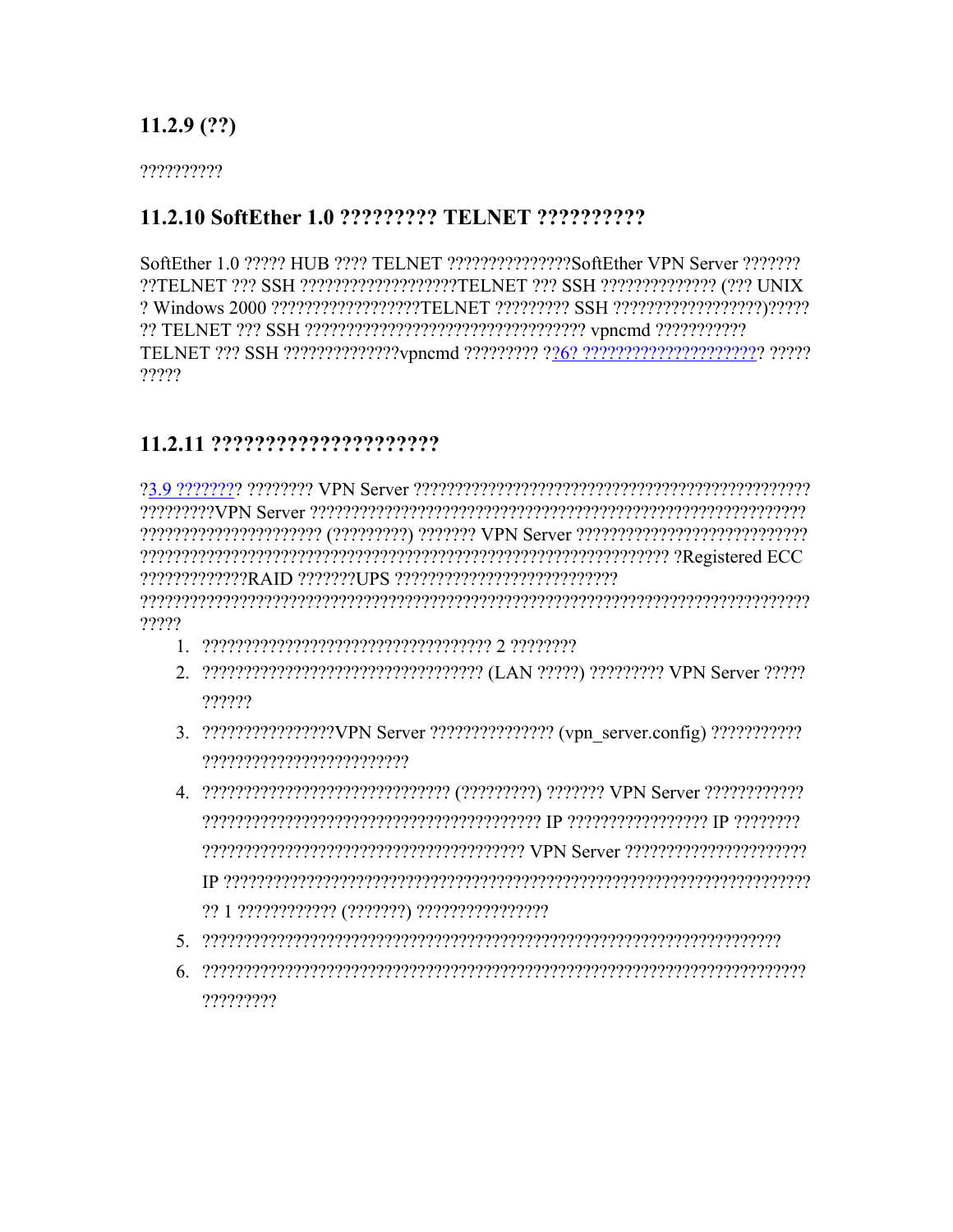### 11.2.9 (??)

??????????

### 11.2.10 SoftEther 1.0 ????????? TELNET ??????????

SoftEther 1.0 ????? HUB ???? TELNET ???????????????SoftEther VPN Server ???????
??TELNET ??? SSH ???????????????????TELNET ??? SSH ?????????????? (??? UNIX
? Windows 2000 ??????????????????TELNET ????????? SSH ??????????????????)?????
?? TELNET ??? SSH ????????????????????????????????? vpncmd ???????????
TELNET ??? SSH ??????????????vpncmd ????????? ??6? ????????????????????? ?????
?????

### 11.2.11 ????????????????????

?3.9 ???????? ???????? VPN Server ??????????????????????????????????????????????????
?????????VPN Server ??????????????????????????????????????????????????????????
?????????????????????? (?????????) ??????? VPN Server ????????????????????????????
?????????????????????????????????????????????????????????????? ?Registered ECC
?????????????RAID ???????UPS ???????????????????????????
???????????????????????????????????????????????????????????????????????????
?????

1. ??????????????????????????????????? 2 ????????
2. ?????????????????????????????????? (LAN ?????) ????????? VPN Server ?????
   ??????
3. ????????????????VPN Server ??????????????? (vpn_server.config) ???????????
   ?????????????????????????
4. ?????????????????????????????? (?????????) ??????? VPN Server ????????????
   ???????????????????????????????????????? IP ????????????????? IP ????????
   ??????????????????????????????????????? VPN Server ??????????????????????
   IP ???????????????????????????????????????????????????????????????????????
   ?? 1 ???????????? (???????) ????????????????
5. ????????????????????????????????????????????????????????????????????????
6. ????????????????????????????????????????????????????????????????????????
   ?????????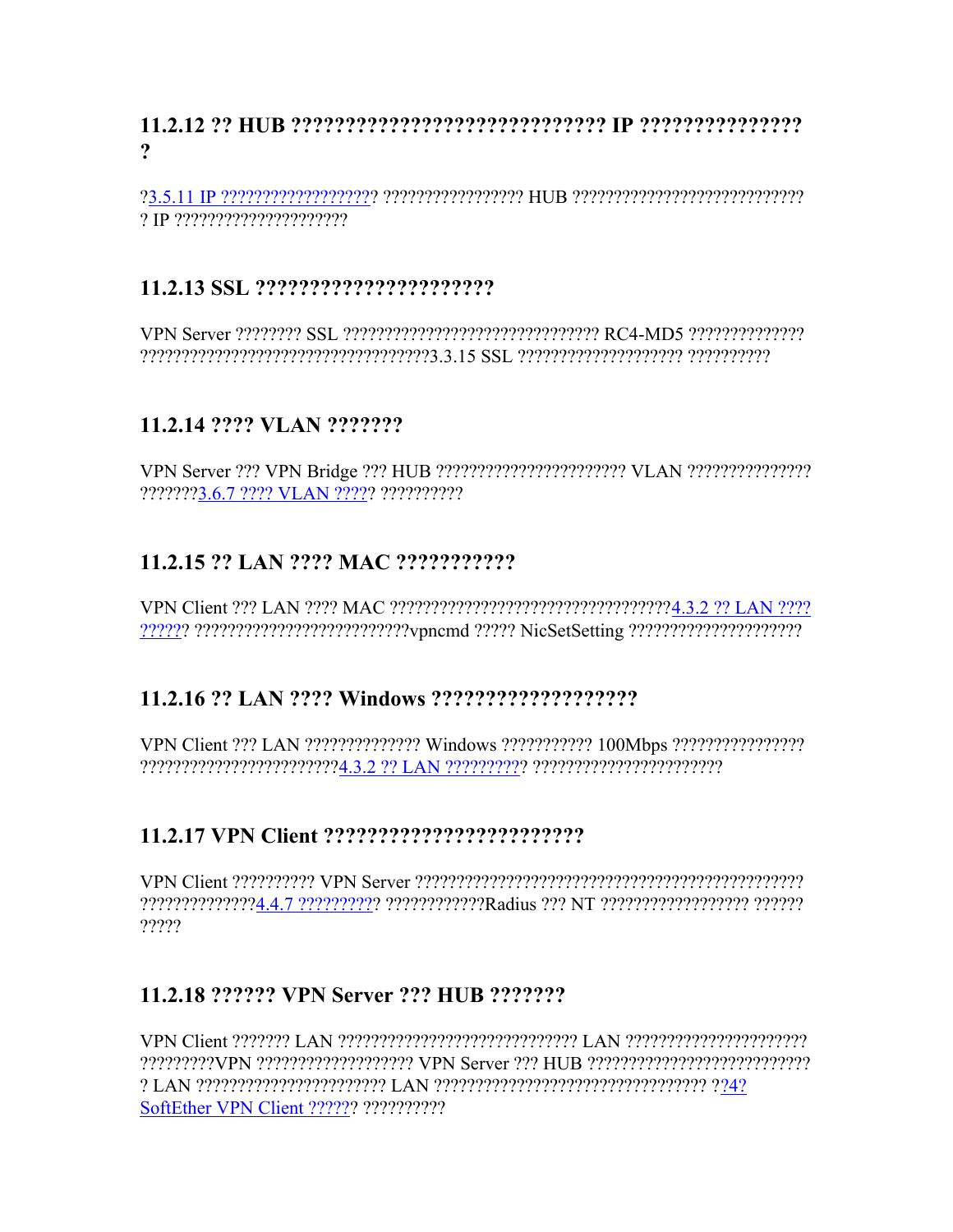### 11.2.12 ?? HUB ?????????????????????????????? IP ???????????????
?

?3.5.11 IP ???????????????????? ????????????????? HUB ????????????????????????????
? IP ?????????????????????

### 11.2.13 SSL ??????????????????????

VPN Server ???????? SSL ??????????????????????????????? RC4-MD5 ??????????????
???????????????????????????????????3.3.15 SSL ???????????????????? ??????????

### 11.2.14 ???? VLAN ???????

VPN Server ??? VPN Bridge ??? HUB ??????????????????????? VLAN ???????????????
???????3.6.7 ???? VLAN ?????? ??????????

### 11.2.15 ?? LAN ???? MAC ???????????

VPN Client ??? LAN ???? MAC ???????????????????????????????????4.3.2 ?? LAN ????
?????? ??????????????????????????vpncmd ????? NicSetSetting ?????????????????????

### 11.2.16 ?? LAN ???? Windows ???????????????????

VPN Client ??? LAN ?????????????? Windows ??????????? 100Mbps ????????????????
???????????????????????4.3.2 ?? LAN ?????????? ???????????????????????

### 11.2.17 VPN Client ????????????????????????

VPN Client ?????????? VPN Server ?????????????????????????????????????????????
??????????????4.4.7 ?????????? ????????????Radius ??? NT ????????????????? ??????
?????

### 11.2.18 ?????? VPN Server ??? HUB ???????

VPN Client ??????? LAN ????????????????????????????? LAN ??????????????????????
?????????VPN ??????????????????? VPN Server ??? HUB ??????????????????????????
? LAN ??????????????????????? LAN ????????????????????????????????? ??4?
SoftEther VPN Client ?????? ??????????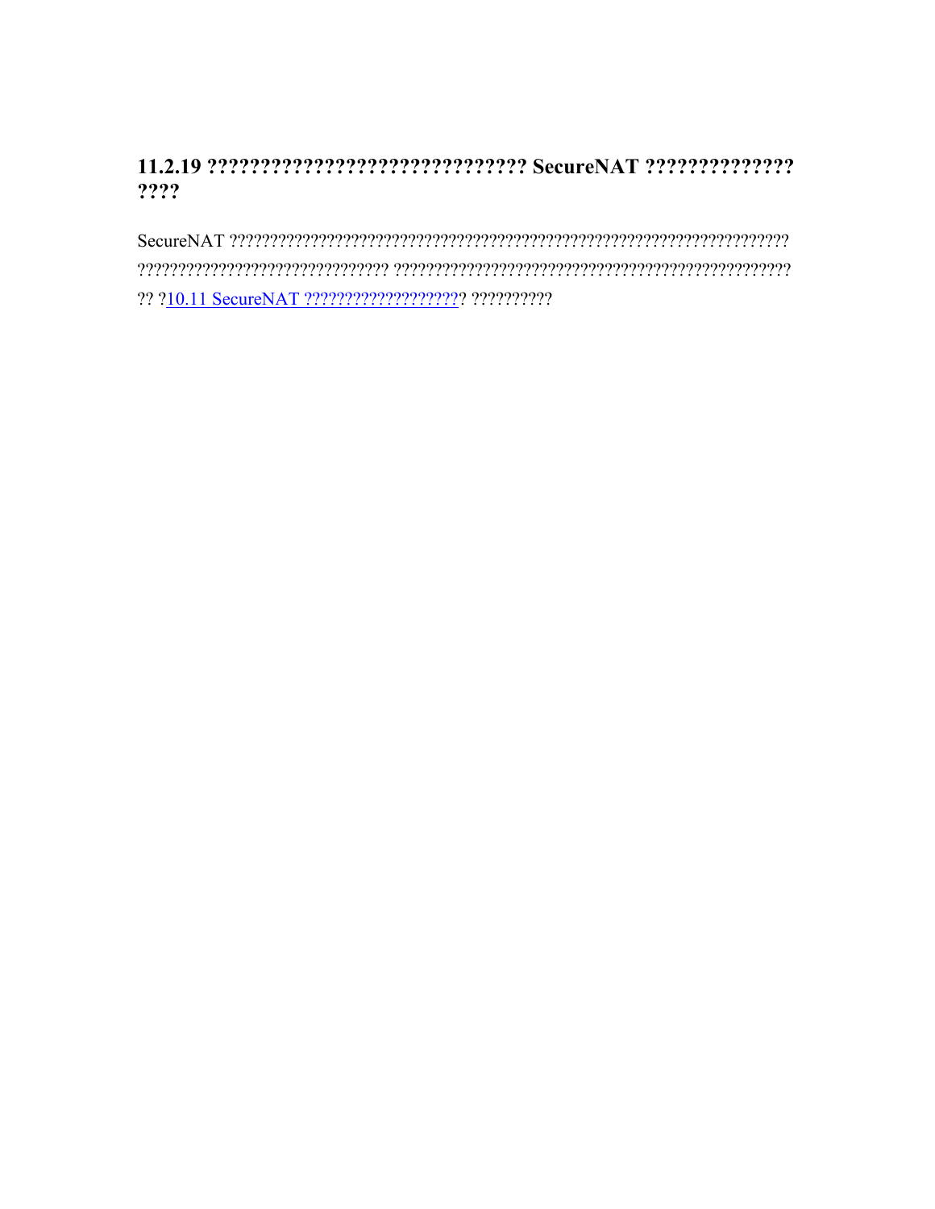### 11.2.19 ?????????????????????????????? SecureNAT ??????????????????

SecureNAT ???????????????????????????????????????????????????????????????????????????????????????????????????? ?????????????????????????????????????????????????? ?? ?[10.11 SecureNAT ???????????????????](#)? ??????????